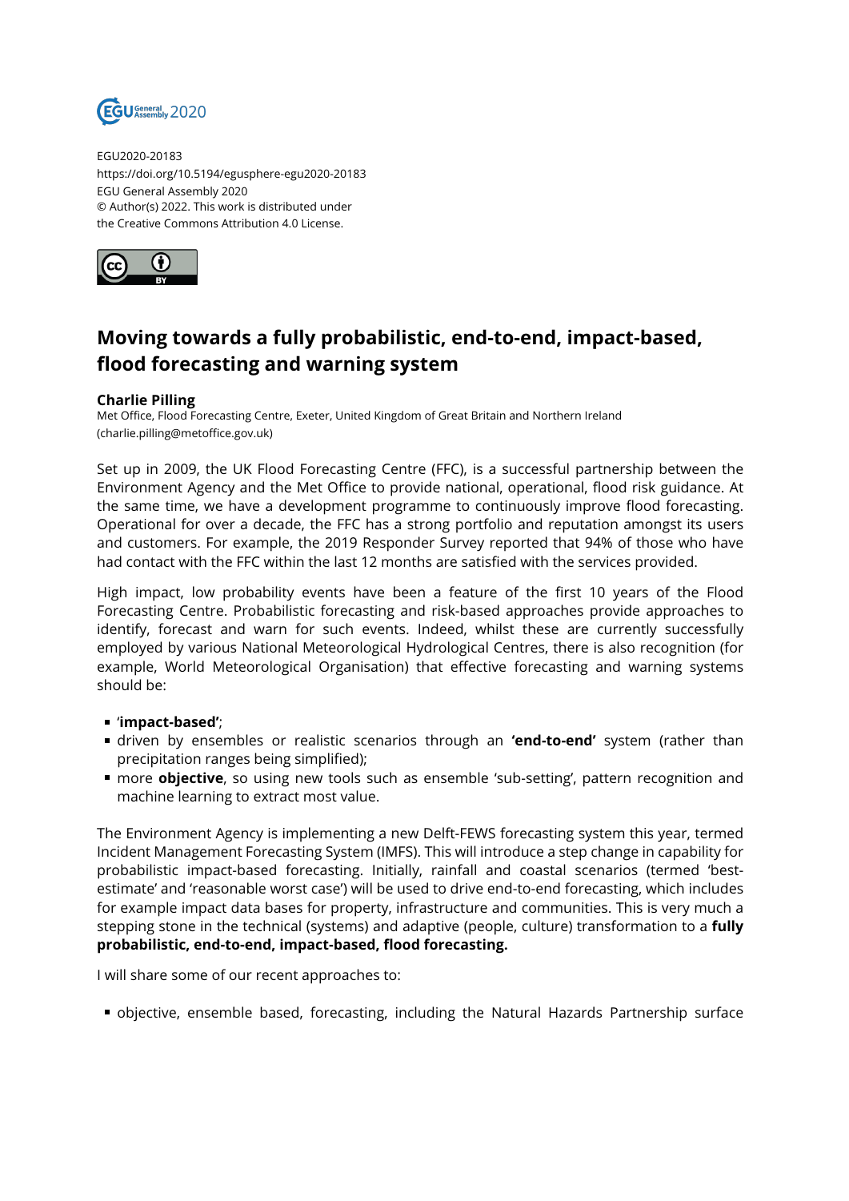EGU2020-20183
https://doi.org/10.5194/egusphere-egu2020-20183
EGU General Assembly 2020
© Author(s) 2022. This work is distributed under
the Creative Commons Attribution 4.0 License.

# Moving towards a fully probabilistic, end-to-end, impact-based, flood forecasting and warning system

**Charlie Pilling**
Met Office, Flood Forecasting Centre, Exeter, United Kingdom of Great Britain and Northern Ireland (charlie.pilling@metoffice.gov.uk)

Set up in 2009, the UK Flood Forecasting Centre (FFC), is a successful partnership between the Environment Agency and the Met Office to provide national, operational, flood risk guidance. At the same time, we have a development programme to continuously improve flood forecasting. Operational for over a decade, the FFC has a strong portfolio and reputation amongst its users and customers. For example, the 2019 Responder Survey reported that 94% of those who have had contact with the FFC within the last 12 months are satisfied with the services provided.

High impact, low probability events have been a feature of the first 10 years of the Flood Forecasting Centre. Probabilistic forecasting and risk-based approaches provide approaches to identify, forecast and warn for such events. Indeed, whilst these are currently successfully employed by various National Meteorological Hydrological Centres, there is also recognition (for example, World Meteorological Organisation) that effective forecasting and warning systems should be:

- '**impact-based'**;
- driven by ensembles or realistic scenarios through an **'end-to-end'** system (rather than precipitation ranges being simplified);
- more **objective**, so using new tools such as ensemble 'sub-setting', pattern recognition and machine learning to extract most value.

The Environment Agency is implementing a new Delft-FEWS forecasting system this year, termed Incident Management Forecasting System (IMFS). This will introduce a step change in capability for probabilistic impact-based forecasting. Initially, rainfall and coastal scenarios (termed 'best-estimate' and 'reasonable worst case') will be used to drive end-to-end forecasting, which includes for example impact data bases for property, infrastructure and communities. This is very much a stepping stone in the technical (systems) and adaptive (people, culture) transformation to a **fully probabilistic, end-to-end, impact-based, flood forecasting.**

I will share some of our recent approaches to:

- objective, ensemble based, forecasting, including the Natural Hazards Partnership surface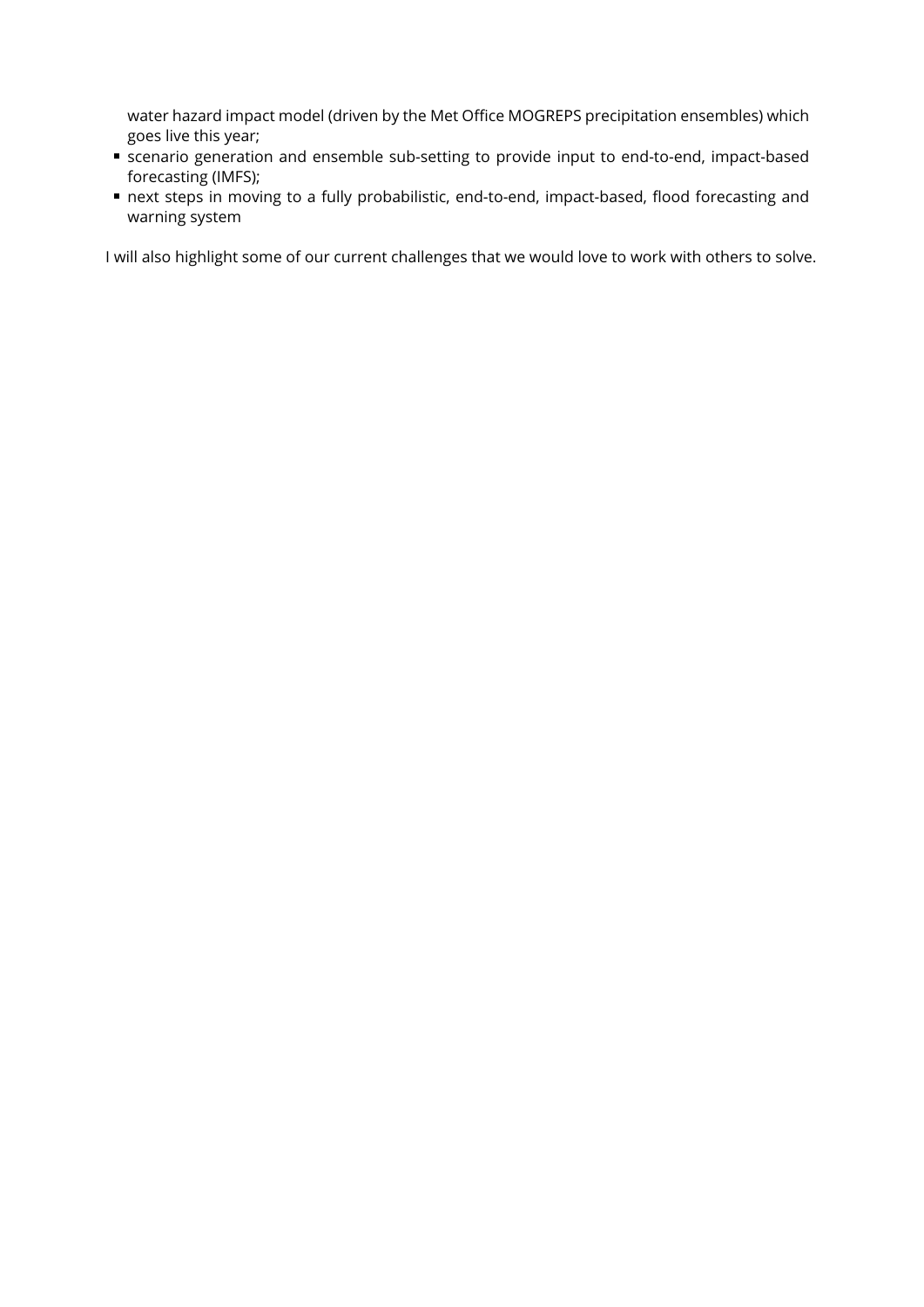water hazard impact model (driven by the Met Office MOGREPS precipitation ensembles) which goes live this year;

- scenario generation and ensemble sub-setting to provide input to end-to-end, impact-based forecasting (IMFS);
- next steps in moving to a fully probabilistic, end-to-end, impact-based, flood forecasting and warning system

I will also highlight some of our current challenges that we would love to work with others to solve.